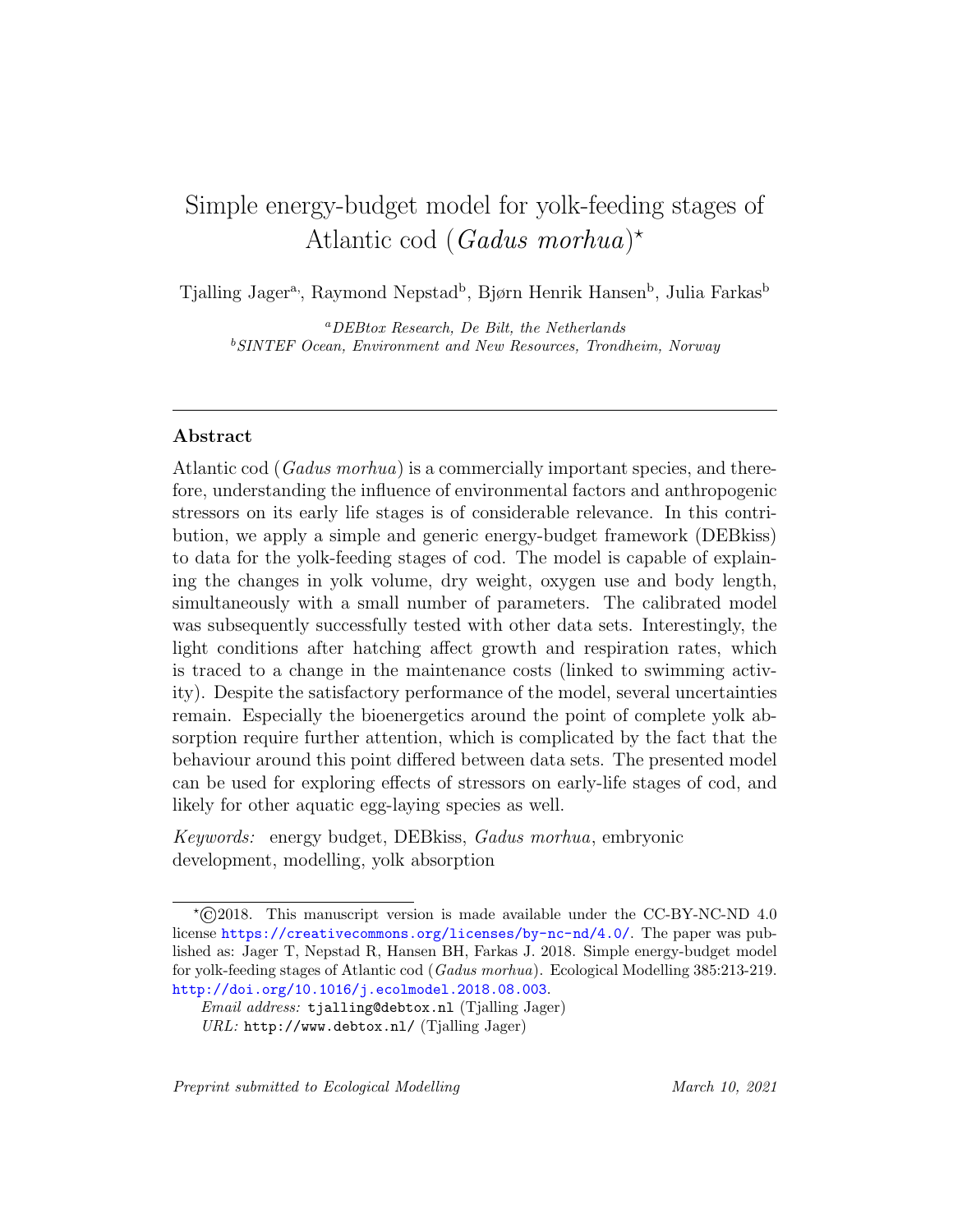# Simple energy-budget model for yolk-feeding stages of Atlantic cod (*Gadus morhua*)*

Tjalling Jager[a], Raymond Nepstad[b], Bjørn Henrik Hansen[b], Julia Farkas[b]

[a] *DEBtox Research, De Bilt, the Netherlands*
[b] *SINTEF Ocean, Environment and New Resources, Trondheim, Norway*

---

## Abstract

Atlantic cod (*Gadus morhua*) is a commercially important species, and therefore, understanding the influence of environmental factors and anthropogenic stressors on its early life stages is of considerable relevance. In this contribution, we apply a simple and generic energy-budget framework (DEBkiss) to data for the yolk-feeding stages of cod. The model is capable of explaining the changes in yolk volume, dry weight, oxygen use and body length, simultaneously with a small number of parameters. The calibrated model was subsequently successfully tested with other data sets. Interestingly, the light conditions after hatching affect growth and respiration rates, which is traced to a change in the maintenance costs (linked to swimming activity). Despite the satisfactory performance of the model, several uncertainties remain. Especially the bioenergetics around the point of complete yolk absorption require further attention, which is complicated by the fact that the behaviour around this point differed between data sets. The presented model can be used for exploring effects of stressors on early-life stages of cod, and likely for other aquatic egg-laying species as well.

*Keywords:* energy budget, DEBkiss, *Gadus morhua*, embryonic development, modelling, yolk absorption

---

*©2018. This manuscript version is made available under the CC-BY-NC-ND 4.0 license https://creativecommons.org/licenses/by-nc-nd/4.0/. The paper was published as: Jager T, Nepstad R, Hansen BH, Farkas J. 2018. Simple energy-budget model for yolk-feeding stages of Atlantic cod (*Gadus morhua*). Ecological Modelling 385:213-219. http://doi.org/10.1016/j.ecolmodel.2018.08.003.

*Email address:* tjalling@debtox.nl (Tjalling Jager)
*URL:* http://www.debtox.nl/ (Tjalling Jager)

*Preprint submitted to Ecological Modelling* — *March 10, 2021*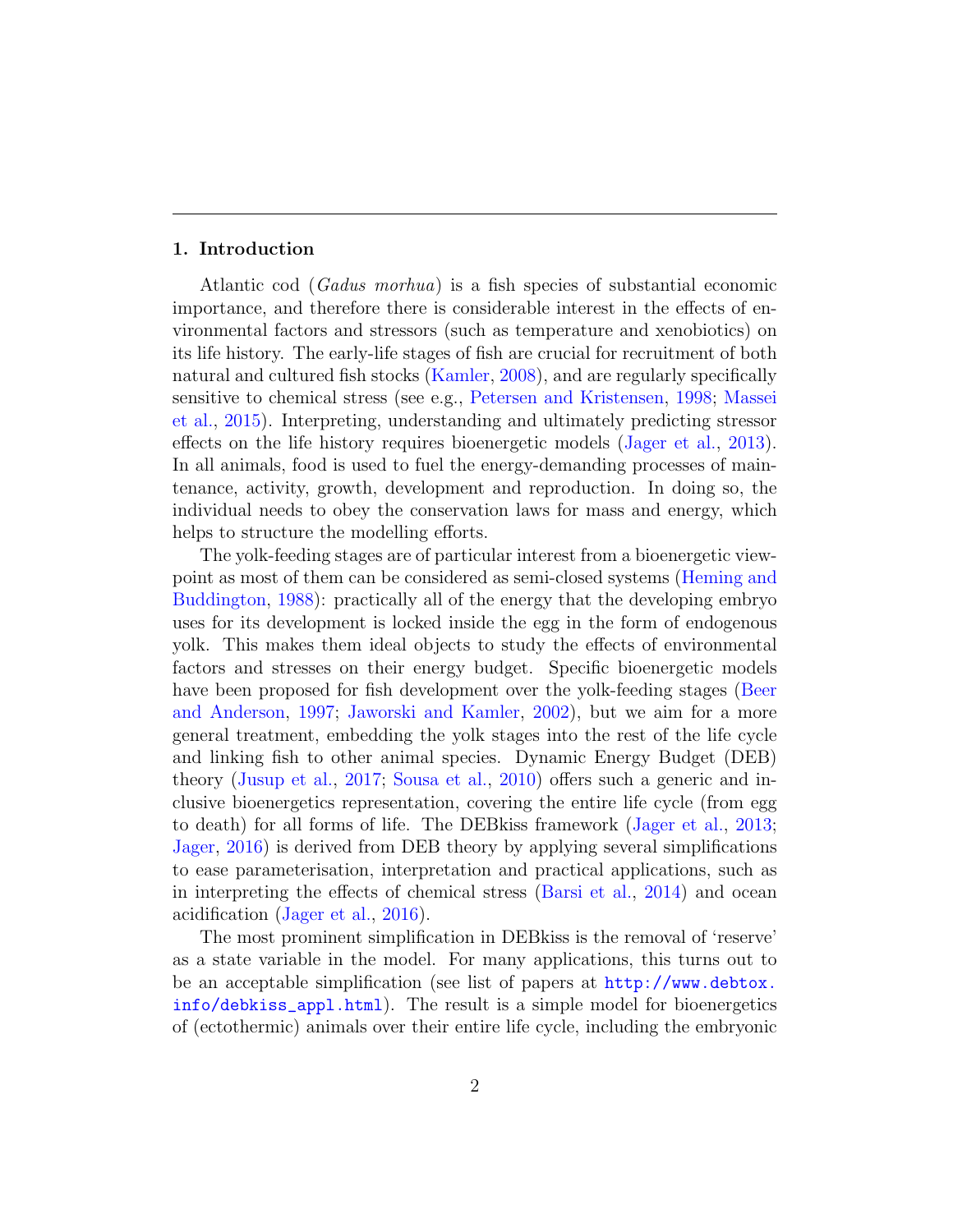## 1. Introduction

Atlantic cod (*Gadus morhua*) is a fish species of substantial economic importance, and therefore there is considerable interest in the effects of environmental factors and stressors (such as temperature and xenobiotics) on its life history. The early-life stages of fish are crucial for recruitment of both natural and cultured fish stocks (Kamler, 2008), and are regularly specifically sensitive to chemical stress (see e.g., Petersen and Kristensen, 1998; Massei et al., 2015). Interpreting, understanding and ultimately predicting stressor effects on the life history requires bioenergetic models (Jager et al., 2013). In all animals, food is used to fuel the energy-demanding processes of maintenance, activity, growth, development and reproduction. In doing so, the individual needs to obey the conservation laws for mass and energy, which helps to structure the modelling efforts.

The yolk-feeding stages are of particular interest from a bioenergetic viewpoint as most of them can be considered as semi-closed systems (Heming and Buddington, 1988): practically all of the energy that the developing embryo uses for its development is locked inside the egg in the form of endogenous yolk. This makes them ideal objects to study the effects of environmental factors and stresses on their energy budget. Specific bioenergetic models have been proposed for fish development over the yolk-feeding stages (Beer and Anderson, 1997; Jaworski and Kamler, 2002), but we aim for a more general treatment, embedding the yolk stages into the rest of the life cycle and linking fish to other animal species. Dynamic Energy Budget (DEB) theory (Jusup et al., 2017; Sousa et al., 2010) offers such a generic and inclusive bioenergetics representation, covering the entire life cycle (from egg to death) for all forms of life. The DEBkiss framework (Jager et al., 2013; Jager, 2016) is derived from DEB theory by applying several simplifications to ease parameterisation, interpretation and practical applications, such as in interpreting the effects of chemical stress (Barsi et al., 2014) and ocean acidification (Jager et al., 2016).

The most prominent simplification in DEBkiss is the removal of 'reserve' as a state variable in the model. For many applications, this turns out to be an acceptable simplification (see list of papers at http://www.debtox.info/debkiss_appl.html). The result is a simple model for bioenergetics of (ectothermic) animals over their entire life cycle, including the embryonic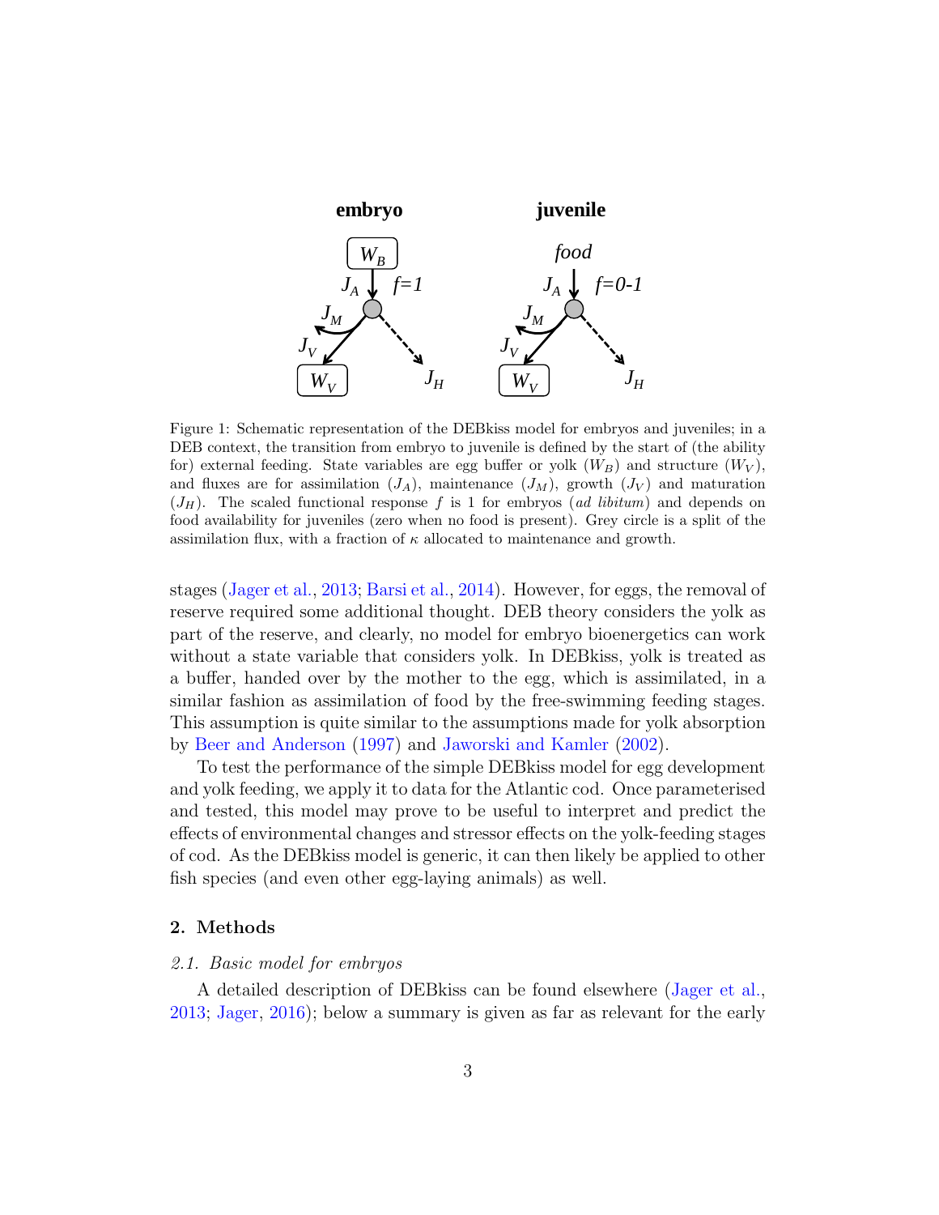Figure 1: Schematic representation of the DEBkiss model for embryos and juveniles; in a DEB context, the transition from embryo to juvenile is defined by the start of (the ability for) external feeding. State variables are egg buffer or yolk ($W_B$) and structure ($W_V$), and fluxes are for assimilation ($J_A$), maintenance ($J_M$), growth ($J_V$) and maturation ($J_H$). The scaled functional response $f$ is 1 for embryos (*ad libitum*) and depends on food availability for juveniles (zero when no food is present). Grey circle is a split of the assimilation flux, with a fraction of $\kappa$ allocated to maintenance and growth.

stages (Jager et al., 2013; Barsi et al., 2014). However, for eggs, the removal of reserve required some additional thought. DEB theory considers the yolk as part of the reserve, and clearly, no model for embryo bioenergetics can work without a state variable that considers yolk. In DEBkiss, yolk is treated as a buffer, handed over by the mother to the egg, which is assimilated, in a similar fashion as assimilation of food by the free-swimming feeding stages. This assumption is quite similar to the assumptions made for yolk absorption by Beer and Anderson (1997) and Jaworski and Kamler (2002).

To test the performance of the simple DEBkiss model for egg development and yolk feeding, we apply it to data for the Atlantic cod. Once parameterised and tested, this model may prove to be useful to interpret and predict the effects of environmental changes and stressor effects on the yolk-feeding stages of cod. As the DEBkiss model is generic, it can then likely be applied to other fish species (and even other egg-laying animals) as well.

## 2. Methods

### *2.1. Basic model for embryos*

A detailed description of DEBkiss can be found elsewhere (Jager et al., 2013; Jager, 2016); below a summary is given as far as relevant for the early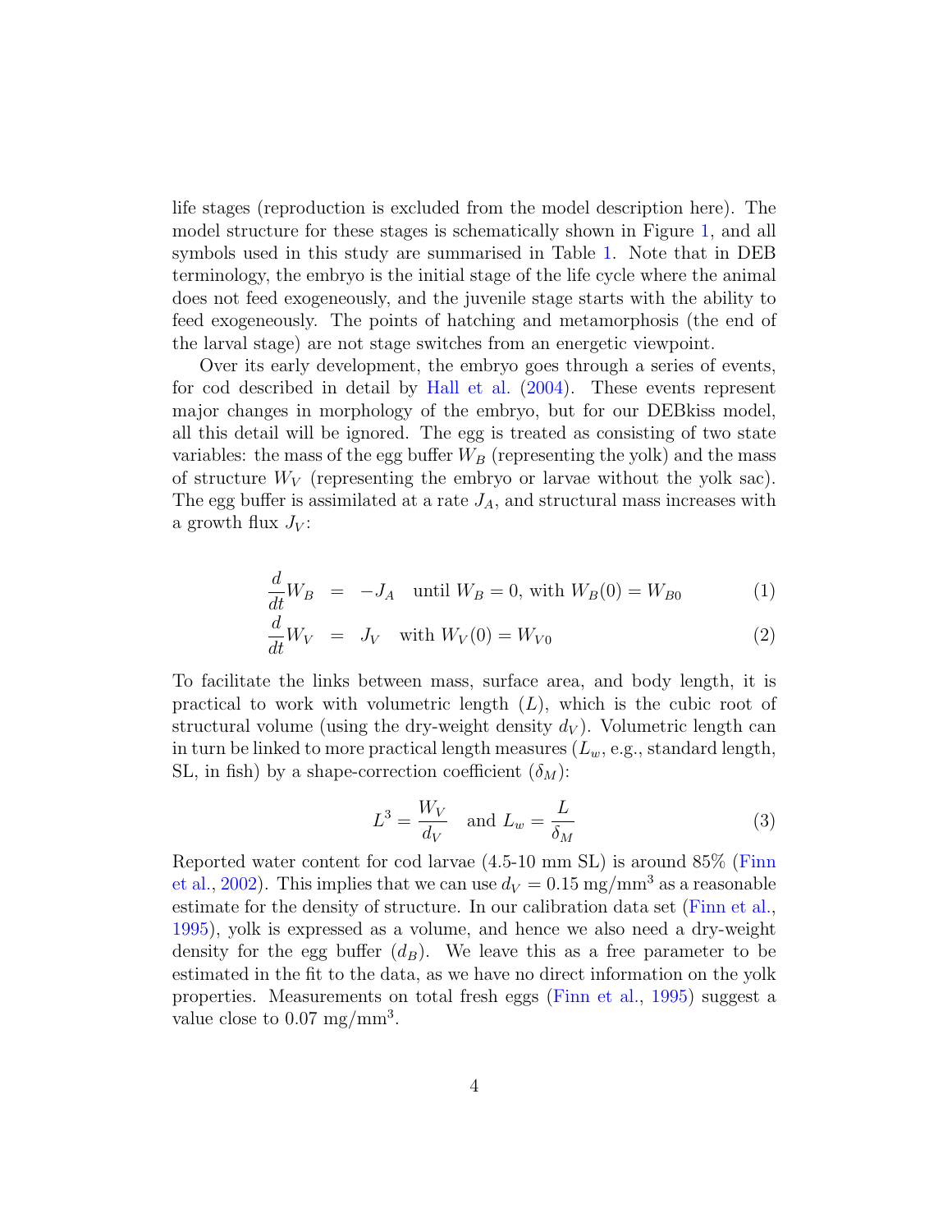life stages (reproduction is excluded from the model description here). The model structure for these stages is schematically shown in Figure 1, and all symbols used in this study are summarised in Table 1. Note that in DEB terminology, the embryo is the initial stage of the life cycle where the animal does not feed exogeneously, and the juvenile stage starts with the ability to feed exogeneously. The points of hatching and metamorphosis (the end of the larval stage) are not stage switches from an energetic viewpoint.

Over its early development, the embryo goes through a series of events, for cod described in detail by Hall et al. (2004). These events represent major changes in morphology of the embryo, but for our DEBkiss model, all this detail will be ignored. The egg is treated as consisting of two state variables: the mass of the egg buffer $W_B$ (representing the yolk) and the mass of structure $W_V$ (representing the embryo or larvae without the yolk sac). The egg buffer is assimilated at a rate $J_A$, and structural mass increases with a growth flux $J_V$:

$$\frac{d}{dt}W_B = -J_A \quad \text{until } W_B = 0, \text{ with } W_B(0) = W_{B0} \tag{1}$$

$$\frac{d}{dt}W_V = J_V \quad \text{with } W_V(0) = W_{V0} \tag{2}$$

To facilitate the links between mass, surface area, and body length, it is practical to work with volumetric length ($L$), which is the cubic root of structural volume (using the dry-weight density $d_V$). Volumetric length can in turn be linked to more practical length measures ($L_w$, e.g., standard length, SL, in fish) by a shape-correction coefficient ($\delta_M$):

$$L^3 = \frac{W_V}{d_V} \quad \text{and } L_w = \frac{L}{\delta_M} \tag{3}$$

Reported water content for cod larvae (4.5-10 mm SL) is around 85% (Finn et al., 2002). This implies that we can use $d_V = 0.15$ mg/mm$^3$ as a reasonable estimate for the density of structure. In our calibration data set (Finn et al., 1995), yolk is expressed as a volume, and hence we also need a dry-weight density for the egg buffer ($d_B$). We leave this as a free parameter to be estimated in the fit to the data, as we have no direct information on the yolk properties. Measurements on total fresh eggs (Finn et al., 1995) suggest a value close to 0.07 mg/mm$^3$.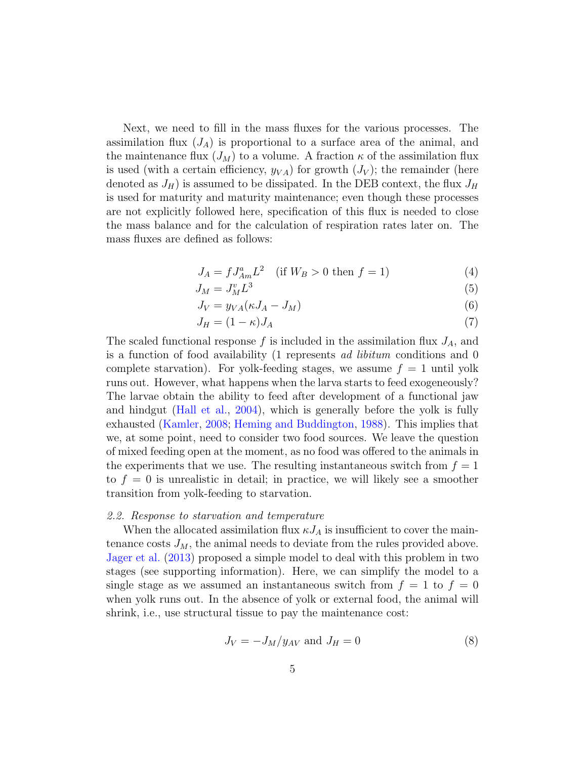Next, we need to fill in the mass fluxes for the various processes. The assimilation flux ($J_A$) is proportional to a surface area of the animal, and the maintenance flux ($J_M$) to a volume. A fraction $\kappa$ of the assimilation flux is used (with a certain efficiency, $y_{VA}$) for growth ($J_V$); the remainder (here denoted as $J_H$) is assumed to be dissipated. In the DEB context, the flux $J_H$ is used for maturity and maturity maintenance; even though these processes are not explicitly followed here, specification of this flux is needed to close the mass balance and for the calculation of respiration rates later on. The mass fluxes are defined as follows:

$$J_A = f J^a_{Am} L^2 \quad \text{(if } W_B > 0 \text{ then } f = 1) \tag{4}$$

$$J_M = J^v_M L^3 \tag{5}$$

$$J_V = y_{VA}(\kappa J_A - J_M) \tag{6}$$

$$J_H = (1-\kappa) J_A \tag{7}$$

The scaled functional response $f$ is included in the assimilation flux $J_A$, and is a function of food availability (1 represents *ad libitum* conditions and 0 complete starvation). For yolk-feeding stages, we assume $f = 1$ until yolk runs out. However, what happens when the larva starts to feed exogeneously? The larvae obtain the ability to feed after development of a functional jaw and hindgut (Hall et al., 2004), which is generally before the yolk is fully exhausted (Kamler, 2008; Heming and Buddington, 1988). This implies that we, at some point, need to consider two food sources. We leave the question of mixed feeding open at the moment, as no food was offered to the animals in the experiments that we use. The resulting instantaneous switch from $f = 1$ to $f = 0$ is unrealistic in detail; in practice, we will likely see a smoother transition from yolk-feeding to starvation.

*2.2. Response to starvation and temperature*

When the allocated assimilation flux $\kappa J_A$ is insufficient to cover the maintenance costs $J_M$, the animal needs to deviate from the rules provided above. Jager et al. (2013) proposed a simple model to deal with this problem in two stages (see supporting information). Here, we can simplify the model to a single stage as we assumed an instantaneous switch from $f = 1$ to $f = 0$ when yolk runs out. In the absence of yolk or external food, the animal will shrink, i.e., use structural tissue to pay the maintenance cost:

$$J_V = -J_M / y_{AV} \text{ and } J_H = 0 \tag{8}$$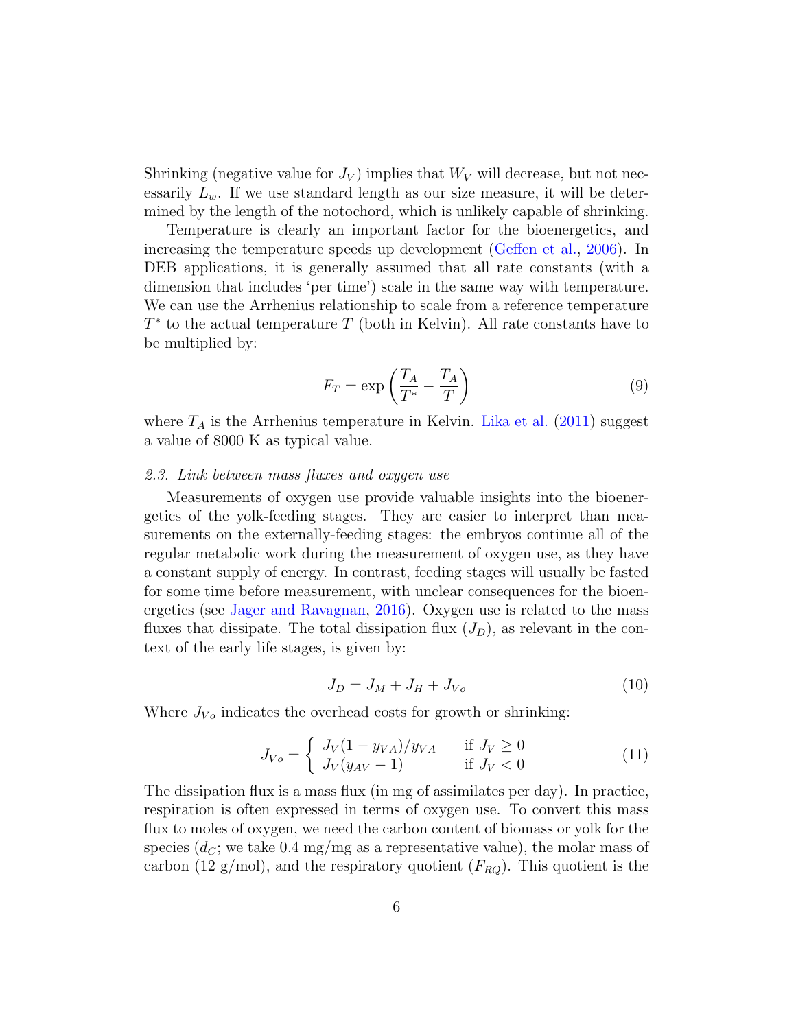Shrinking (negative value for $J_V$) implies that $W_V$ will decrease, but not necessarily $L_w$. If we use standard length as our size measure, it will be determined by the length of the notochord, which is unlikely capable of shrinking.

Temperature is clearly an important factor for the bioenergetics, and increasing the temperature speeds up development (Geffen et al., 2006). In DEB applications, it is generally assumed that all rate constants (with a dimension that includes 'per time') scale in the same way with temperature. We can use the Arrhenius relationship to scale from a reference temperature $T^*$ to the actual temperature $T$ (both in Kelvin). All rate constants have to be multiplied by:

$$F_T = \exp\left(\frac{T_A}{T^*} - \frac{T_A}{T}\right) \tag{9}$$

where $T_A$ is the Arrhenius temperature in Kelvin. Lika et al. (2011) suggest a value of 8000 K as typical value.

### 2.3. Link between mass fluxes and oxygen use

Measurements of oxygen use provide valuable insights into the bioenergetics of the yolk-feeding stages. They are easier to interpret than measurements on the externally-feeding stages: the embryos continue all of the regular metabolic work during the measurement of oxygen use, as they have a constant supply of energy. In contrast, feeding stages will usually be fasted for some time before measurement, with unclear consequences for the bioenergetics (see Jager and Ravagnan, 2016). Oxygen use is related to the mass fluxes that dissipate. The total dissipation flux ($J_D$), as relevant in the context of the early life stages, is given by:

$$J_D = J_M + J_H + J_{Vo} \tag{10}$$

Where $J_{Vo}$ indicates the overhead costs for growth or shrinking:

$$J_{Vo} = \begin{cases} J_V(1 - y_{VA})/y_{VA} & \text{if } J_V \geq 0 \\ J_V(y_{AV} - 1) & \text{if } J_V < 0 \end{cases} \tag{11}$$

The dissipation flux is a mass flux (in mg of assimilates per day). In practice, respiration is often expressed in terms of oxygen use. To convert this mass flux to moles of oxygen, we need the carbon content of biomass or yolk for the species ($d_C$; we take 0.4 mg/mg as a representative value), the molar mass of carbon (12 g/mol), and the respiratory quotient ($F_{RQ}$). This quotient is the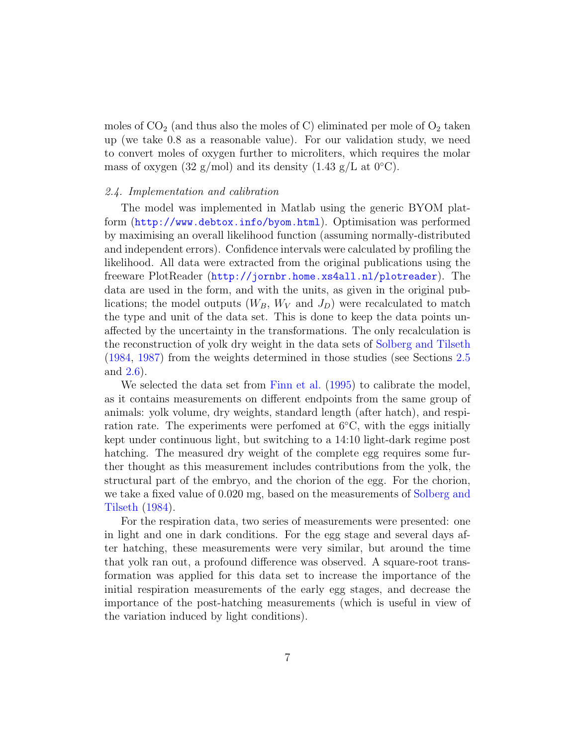moles of $CO_2$ (and thus also the moles of C) eliminated per mole of $O_2$ taken up (we take 0.8 as a reasonable value). For our validation study, we need to convert moles of oxygen further to microliters, which requires the molar mass of oxygen (32 g/mol) and its density (1.43 g/L at 0°C).

### 2.4. Implementation and calibration

The model was implemented in Matlab using the generic BYOM platform (http://www.debtox.info/byom.html). Optimisation was performed by maximising an overall likelihood function (assuming normally-distributed and independent errors). Confidence intervals were calculated by profiling the likelihood. All data were extracted from the original publications using the freeware PlotReader (http://jornbr.home.xs4all.nl/plotreader). The data are used in the form, and with the units, as given in the original publications; the model outputs ($W_B$, $W_V$ and $J_D$) were recalculated to match the type and unit of the data set. This is done to keep the data points unaffected by the uncertainty in the transformations. The only recalculation is the reconstruction of yolk dry weight in the data sets of Solberg and Tilseth (1984, 1987) from the weights determined in those studies (see Sections 2.5 and 2.6).

We selected the data set from Finn et al. (1995) to calibrate the model, as it contains measurements on different endpoints from the same group of animals: yolk volume, dry weights, standard length (after hatch), and respiration rate. The experiments were perfomed at 6°C, with the eggs initially kept under continuous light, but switching to a 14:10 light-dark regime post hatching. The measured dry weight of the complete egg requires some further thought as this measurement includes contributions from the yolk, the structural part of the embryo, and the chorion of the egg. For the chorion, we take a fixed value of 0.020 mg, based on the measurements of Solberg and Tilseth (1984).

For the respiration data, two series of measurements were presented: one in light and one in dark conditions. For the egg stage and several days after hatching, these measurements were very similar, but around the time that yolk ran out, a profound difference was observed. A square-root transformation was applied for this data set to increase the importance of the initial respiration measurements of the early egg stages, and decrease the importance of the post-hatching measurements (which is useful in view of the variation induced by light conditions).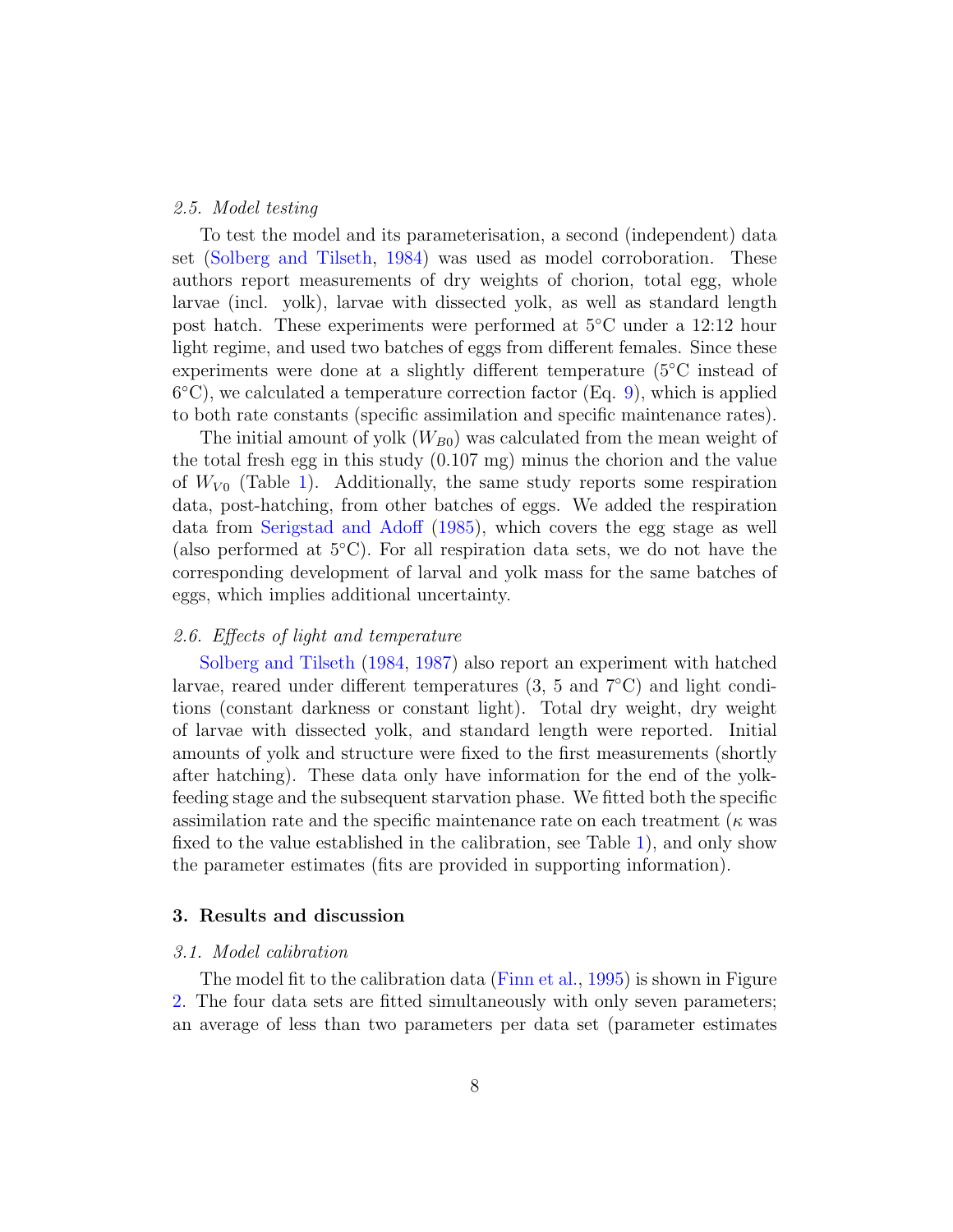### 2.5. Model testing

To test the model and its parameterisation, a second (independent) data set (Solberg and Tilseth, 1984) was used as model corroboration. These authors report measurements of dry weights of chorion, total egg, whole larvae (incl. yolk), larvae with dissected yolk, as well as standard length post hatch. These experiments were performed at 5°C under a 12:12 hour light regime, and used two batches of eggs from different females. Since these experiments were done at a slightly different temperature (5°C instead of 6°C), we calculated a temperature correction factor (Eq. 9), which is applied to both rate constants (specific assimilation and specific maintenance rates).

The initial amount of yolk ($W_{B0}$) was calculated from the mean weight of the total fresh egg in this study (0.107 mg) minus the chorion and the value of $W_{V0}$ (Table 1). Additionally, the same study reports some respiration data, post-hatching, from other batches of eggs. We added the respiration data from Serigstad and Adoff (1985), which covers the egg stage as well (also performed at 5°C). For all respiration data sets, we do not have the corresponding development of larval and yolk mass for the same batches of eggs, which implies additional uncertainty.

### 2.6. Effects of light and temperature

Solberg and Tilseth (1984, 1987) also report an experiment with hatched larvae, reared under different temperatures (3, 5 and 7°C) and light conditions (constant darkness or constant light). Total dry weight, dry weight of larvae with dissected yolk, and standard length were reported. Initial amounts of yolk and structure were fixed to the first measurements (shortly after hatching). These data only have information for the end of the yolk-feeding stage and the subsequent starvation phase. We fitted both the specific assimilation rate and the specific maintenance rate on each treatment ($\kappa$ was fixed to the value established in the calibration, see Table 1), and only show the parameter estimates (fits are provided in supporting information).

## 3. Results and discussion

### 3.1. Model calibration

The model fit to the calibration data (Finn et al., 1995) is shown in Figure 2. The four data sets are fitted simultaneously with only seven parameters; an average of less than two parameters per data set (parameter estimates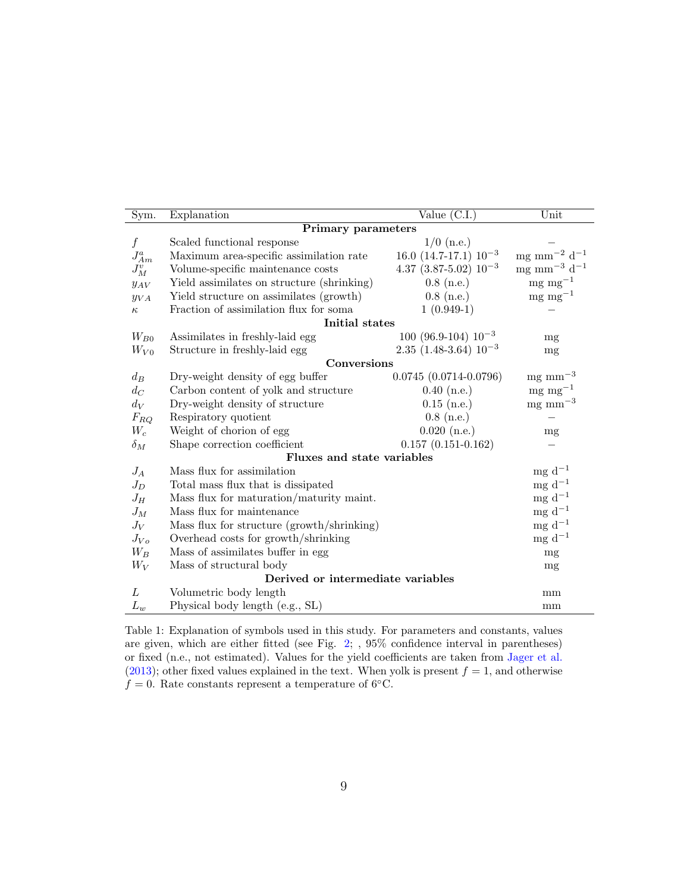| Sym. | Explanation | Value (C.I.) | Unit |
|---|---|---|---|
| **Primary parameters** | | | |
| $f$ | Scaled functional response | 1/0 (n.e.) | – |
| $J^a_{Am}$ | Maximum area-specific assimilation rate | 16.0 (14.7-17.1) $10^{-3}$ | mg mm$^{-2}$ d$^{-1}$ |
| $J^v_M$ | Volume-specific maintenance costs | 4.37 (3.87-5.02) $10^{-3}$ | mg mm$^{-3}$ d$^{-1}$ |
| $y_{AV}$ | Yield assimilates on structure (shrinking) | 0.8 (n.e.) | mg mg$^{-1}$ |
| $y_{VA}$ | Yield structure on assimilates (growth) | 0.8 (n.e.) | mg mg$^{-1}$ |
| $\kappa$ | Fraction of assimilation flux for soma | 1 (0.949-1) | – |
| **Initial states** | | | |
| $W_{B0}$ | Assimilates in freshly-laid egg | 100 (96.9-104) $10^{-3}$ | mg |
| $W_{V0}$ | Structure in freshly-laid egg | 2.35 (1.48-3.64) $10^{-3}$ | mg |
| **Conversions** | | | |
| $d_B$ | Dry-weight density of egg buffer | 0.0745 (0.0714-0.0796) | mg mm$^{-3}$ |
| $d_C$ | Carbon content of yolk and structure | 0.40 (n.e.) | mg mg$^{-1}$ |
| $d_V$ | Dry-weight density of structure | 0.15 (n.e.) | mg mm$^{-3}$ |
| $F_{RQ}$ | Respiratory quotient | 0.8 (n.e.) | – |
| $W_c$ | Weight of chorion of egg | 0.020 (n.e.) | mg |
| $\delta_M$ | Shape correction coefficient | 0.157 (0.151-0.162) | – |
| **Fluxes and state variables** | | | |
| $J_A$ | Mass flux for assimilation | | mg d$^{-1}$ |
| $J_D$ | Total mass flux that is dissipated | | mg d$^{-1}$ |
| $J_H$ | Mass flux for maturation/maturity maint. | | mg d$^{-1}$ |
| $J_M$ | Mass flux for maintenance | | mg d$^{-1}$ |
| $J_V$ | Mass flux for structure (growth/shrinking) | | mg d$^{-1}$ |
| $J_{Vo}$ | Overhead costs for growth/shrinking | | mg d$^{-1}$ |
| $W_B$ | Mass of assimilates buffer in egg | | mg |
| $W_V$ | Mass of structural body | | mg |
| **Derived or intermediate variables** | | | |
| $L$ | Volumetric body length | | mm |
| $L_w$ | Physical body length (e.g., SL) | | mm |

Table 1: Explanation of symbols used in this study. For parameters and constants, values are given, which are either fitted (see Fig. 2; , 95% confidence interval in parentheses) or fixed (n.e., not estimated). Values for the yield coefficients are taken from Jager et al. (2013); other fixed values explained in the text. When yolk is present $f = 1$, and otherwise $f = 0$. Rate constants represent a temperature of 6°C.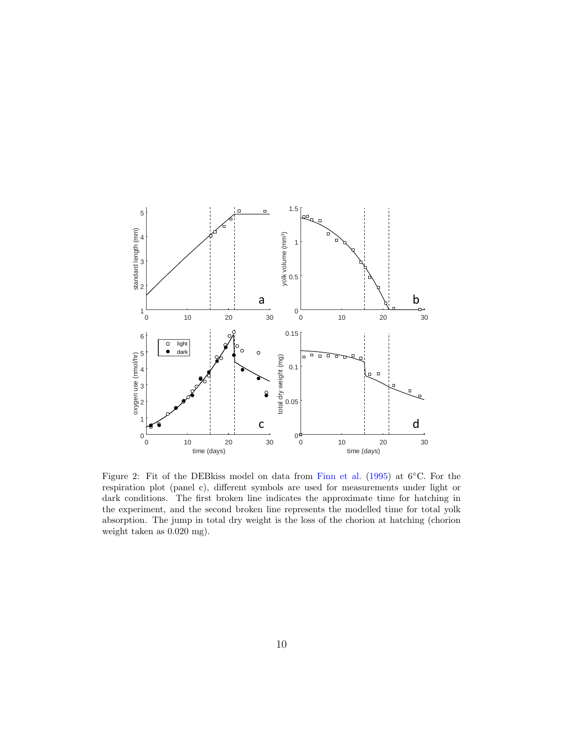Figure 2: Fit of the DEBkiss model on data from Finn et al. (1995) at 6°C. For the respiration plot (panel c), different symbols are used for measurements under light or dark conditions. The first broken line indicates the approximate time for hatching in the experiment, and the second broken line represents the modelled time for total yolk absorption. The jump in total dry weight is the loss of the chorion at hatching (chorion weight taken as 0.020 mg).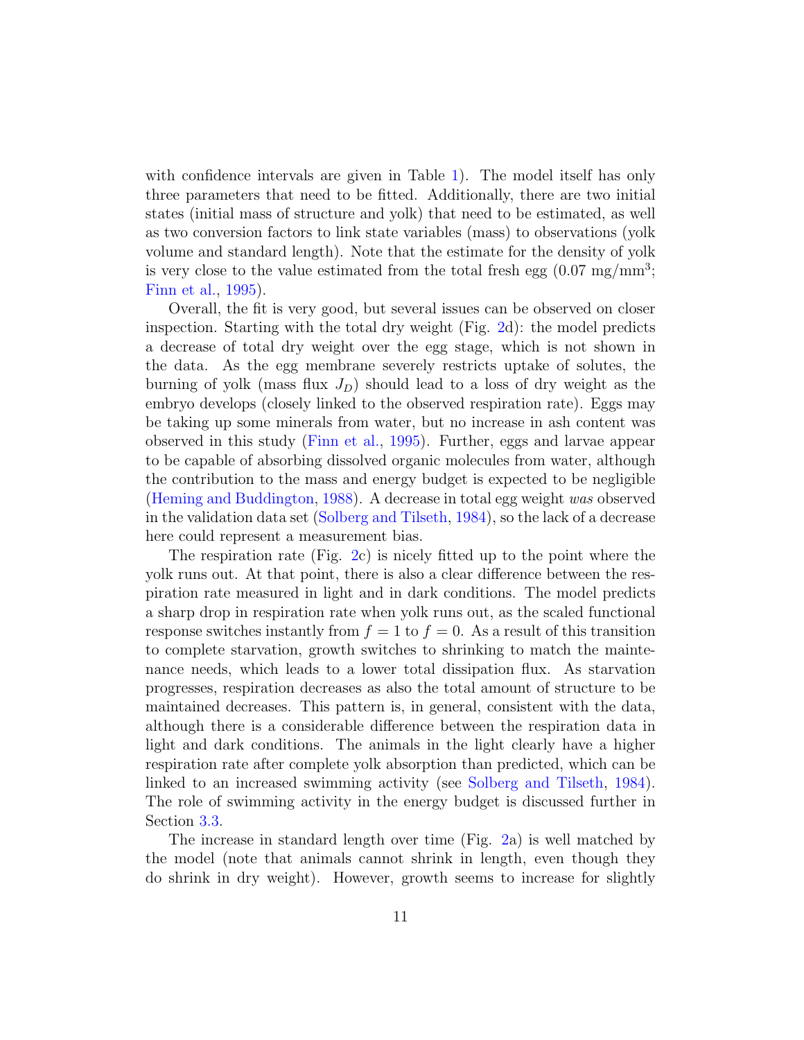with confidence intervals are given in Table 1). The model itself has only three parameters that need to be fitted. Additionally, there are two initial states (initial mass of structure and yolk) that need to be estimated, as well as two conversion factors to link state variables (mass) to observations (yolk volume and standard length). Note that the estimate for the density of yolk is very close to the value estimated from the total fresh egg (0.07 mg/mm$^3$; Finn et al., 1995).

Overall, the fit is very good, but several issues can be observed on closer inspection. Starting with the total dry weight (Fig. 2d): the model predicts a decrease of total dry weight over the egg stage, which is not shown in the data. As the egg membrane severely restricts uptake of solutes, the burning of yolk (mass flux $J_D$) should lead to a loss of dry weight as the embryo develops (closely linked to the observed respiration rate). Eggs may be taking up some minerals from water, but no increase in ash content was observed in this study (Finn et al., 1995). Further, eggs and larvae appear to be capable of absorbing dissolved organic molecules from water, although the contribution to the mass and energy budget is expected to be negligible (Heming and Buddington, 1988). A decrease in total egg weight *was* observed in the validation data set (Solberg and Tilseth, 1984), so the lack of a decrease here could represent a measurement bias.

The respiration rate (Fig. 2c) is nicely fitted up to the point where the yolk runs out. At that point, there is also a clear difference between the respiration rate measured in light and in dark conditions. The model predicts a sharp drop in respiration rate when yolk runs out, as the scaled functional response switches instantly from $f = 1$ to $f = 0$. As a result of this transition to complete starvation, growth switches to shrinking to match the maintenance needs, which leads to a lower total dissipation flux. As starvation progresses, respiration decreases as also the total amount of structure to be maintained decreases. This pattern is, in general, consistent with the data, although there is a considerable difference between the respiration data in light and dark conditions. The animals in the light clearly have a higher respiration rate after complete yolk absorption than predicted, which can be linked to an increased swimming activity (see Solberg and Tilseth, 1984). The role of swimming activity in the energy budget is discussed further in Section 3.3.

The increase in standard length over time (Fig. 2a) is well matched by the model (note that animals cannot shrink in length, even though they do shrink in dry weight). However, growth seems to increase for slightly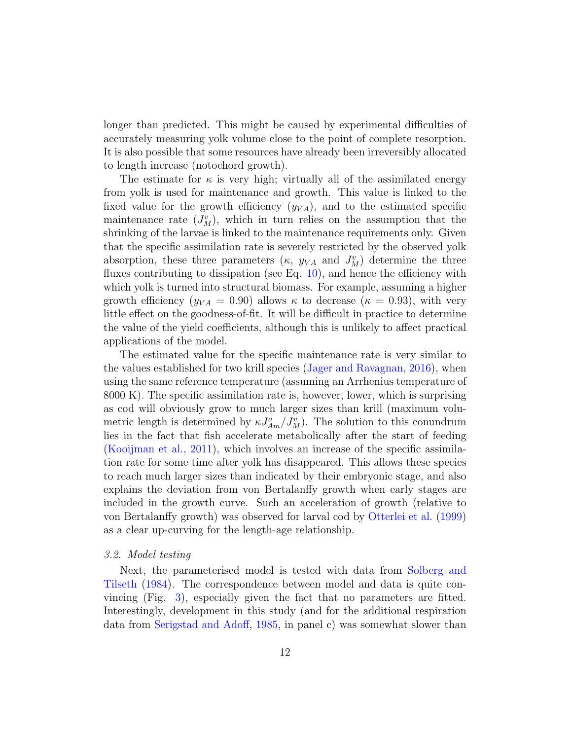longer than predicted. This might be caused by experimental difficulties of accurately measuring yolk volume close to the point of complete resorption. It is also possible that some resources have already been irreversibly allocated to length increase (notochord growth).

The estimate for $\kappa$ is very high; virtually all of the assimilated energy from yolk is used for maintenance and growth. This value is linked to the fixed value for the growth efficiency ($y_{VA}$), and to the estimated specific maintenance rate ($J_M^v$), which in turn relies on the assumption that the shrinking of the larvae is linked to the maintenance requirements only. Given that the specific assimilation rate is severely restricted by the observed yolk absorption, these three parameters ($\kappa$, $y_{VA}$ and $J_M^v$) determine the three fluxes contributing to dissipation (see Eq. 10), and hence the efficiency with which yolk is turned into structural biomass. For example, assuming a higher growth efficiency ($y_{VA} = 0.90$) allows $\kappa$ to decrease ($\kappa = 0.93$), with very little effect on the goodness-of-fit. It will be difficult in practice to determine the value of the yield coefficients, although this is unlikely to affect practical applications of the model.

The estimated value for the specific maintenance rate is very similar to the values established for two krill species (Jager and Ravagnan, 2016), when using the same reference temperature (assuming an Arrhenius temperature of 8000 K). The specific assimilation rate is, however, lower, which is surprising as cod will obviously grow to much larger sizes than krill (maximum volumetric length is determined by $\kappa J_{Am}^a / J_M^v$). The solution to this conundrum lies in the fact that fish accelerate metabolically after the start of feeding (Kooijman et al., 2011), which involves an increase of the specific assimilation rate for some time after yolk has disappeared. This allows these species to reach much larger sizes than indicated by their embryonic stage, and also explains the deviation from von Bertalanffy growth when early stages are included in the growth curve. Such an acceleration of growth (relative to von Bertalanffy growth) was observed for larval cod by Otterlei et al. (1999) as a clear up-curving for the length-age relationship.

### *3.2. Model testing*

Next, the parameterised model is tested with data from Solberg and Tilseth (1984). The correspondence between model and data is quite convincing (Fig. 3), especially given the fact that no parameters are fitted. Interestingly, development in this study (and for the additional respiration data from Serigstad and Adoff, 1985, in panel c) was somewhat slower than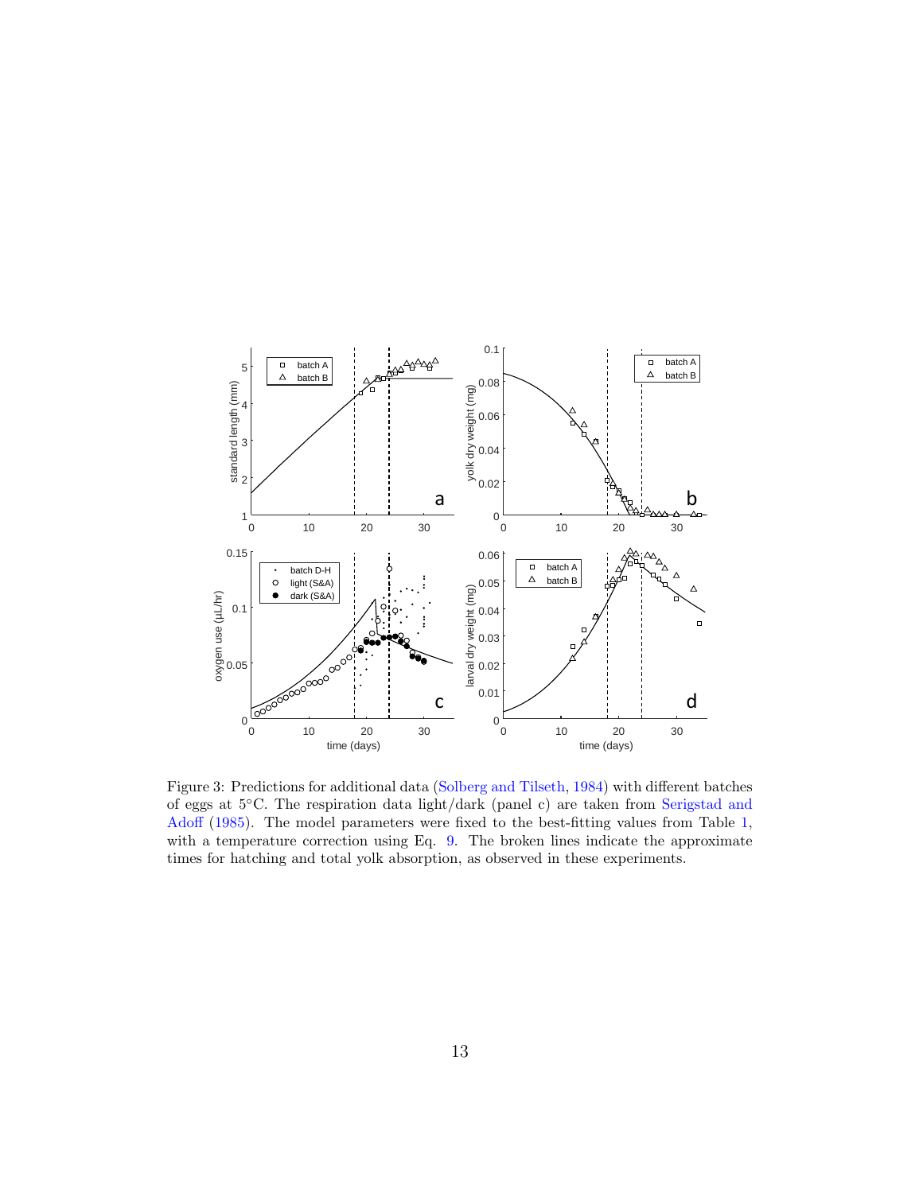Figure 3: Predictions for additional data (Solberg and Tilseth, 1984) with different batches of eggs at 5°C. The respiration data light/dark (panel c) are taken from Serigstad and Adoff (1985). The model parameters were fixed to the best-fitting values from Table 1, with a temperature correction using Eq. 9. The broken lines indicate the approximate times for hatching and total yolk absorption, as observed in these experiments.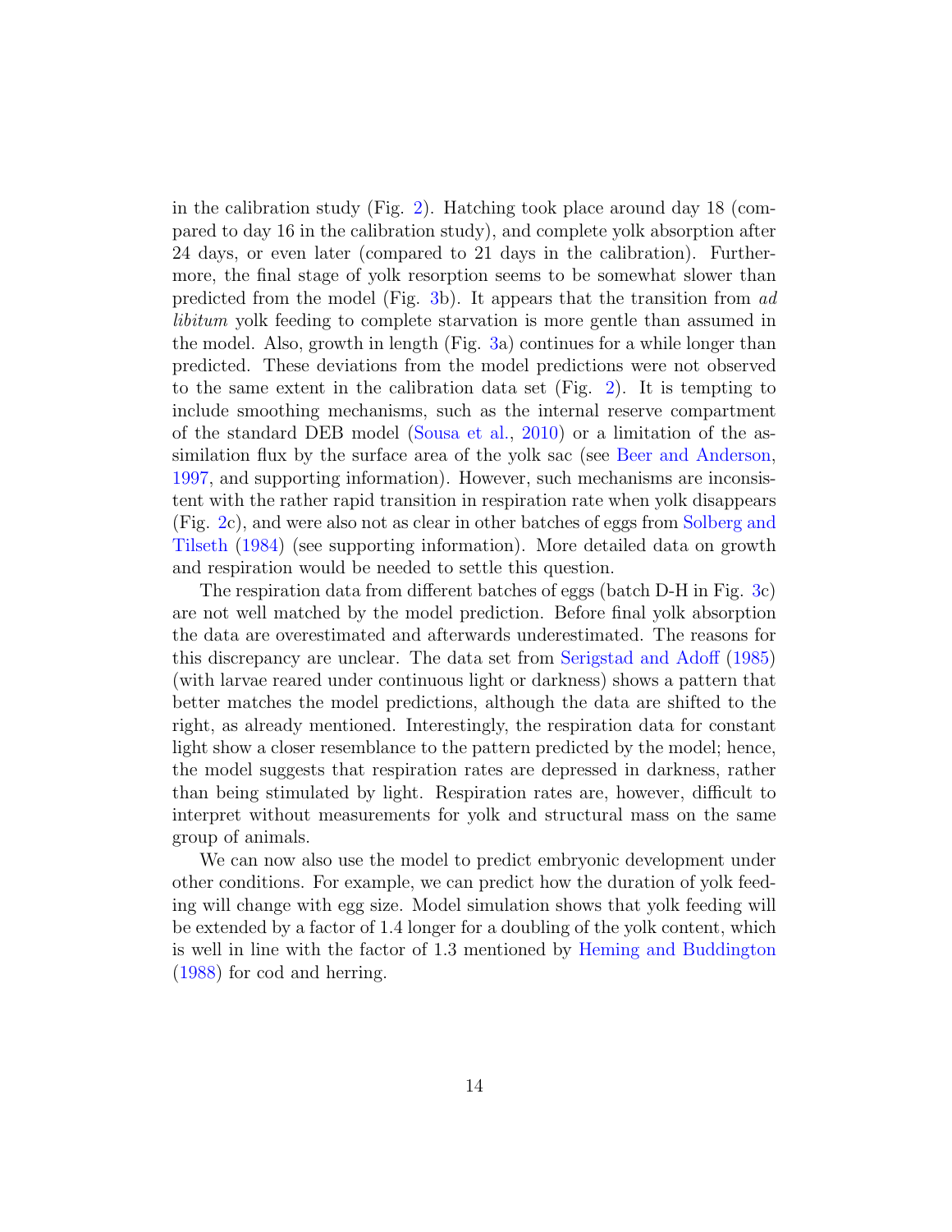in the calibration study (Fig. 2). Hatching took place around day 18 (compared to day 16 in the calibration study), and complete yolk absorption after 24 days, or even later (compared to 21 days in the calibration). Furthermore, the final stage of yolk resorption seems to be somewhat slower than predicted from the model (Fig. 3b). It appears that the transition from *ad libitum* yolk feeding to complete starvation is more gentle than assumed in the model. Also, growth in length (Fig. 3a) continues for a while longer than predicted. These deviations from the model predictions were not observed to the same extent in the calibration data set (Fig. 2). It is tempting to include smoothing mechanisms, such as the internal reserve compartment of the standard DEB model (Sousa et al., 2010) or a limitation of the assimilation flux by the surface area of the yolk sac (see Beer and Anderson, 1997, and supporting information). However, such mechanisms are inconsistent with the rather rapid transition in respiration rate when yolk disappears (Fig. 2c), and were also not as clear in other batches of eggs from Solberg and Tilseth (1984) (see supporting information). More detailed data on growth and respiration would be needed to settle this question.

The respiration data from different batches of eggs (batch D-H in Fig. 3c) are not well matched by the model prediction. Before final yolk absorption the data are overestimated and afterwards underestimated. The reasons for this discrepancy are unclear. The data set from Serigstad and Adoff (1985) (with larvae reared under continuous light or darkness) shows a pattern that better matches the model predictions, although the data are shifted to the right, as already mentioned. Interestingly, the respiration data for constant light show a closer resemblance to the pattern predicted by the model; hence, the model suggests that respiration rates are depressed in darkness, rather than being stimulated by light. Respiration rates are, however, difficult to interpret without measurements for yolk and structural mass on the same group of animals.

We can now also use the model to predict embryonic development under other conditions. For example, we can predict how the duration of yolk feeding will change with egg size. Model simulation shows that yolk feeding will be extended by a factor of 1.4 longer for a doubling of the yolk content, which is well in line with the factor of 1.3 mentioned by Heming and Buddington (1988) for cod and herring.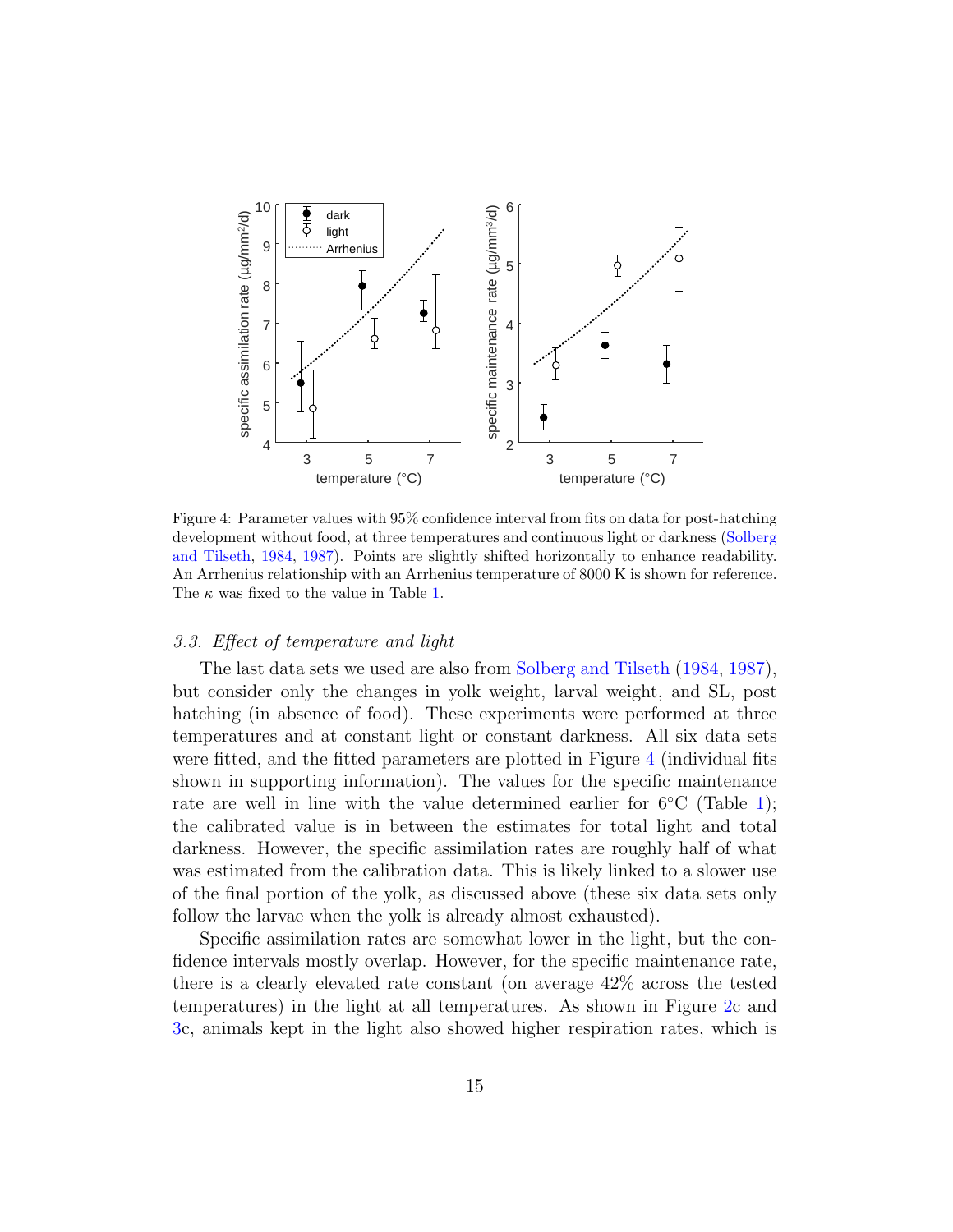Figure 4: Parameter values with 95% confidence interval from fits on data for post-hatching development without food, at three temperatures and continuous light or darkness (Solberg and Tilseth, 1984, 1987). Points are slightly shifted horizontally to enhance readability. An Arrhenius relationship with an Arrhenius temperature of 8000 K is shown for reference. The $\kappa$ was fixed to the value in Table 1.

### *3.3. Effect of temperature and light*

The last data sets we used are also from Solberg and Tilseth (1984, 1987), but consider only the changes in yolk weight, larval weight, and SL, post hatching (in absence of food). These experiments were performed at three temperatures and at constant light or constant darkness. All six data sets were fitted, and the fitted parameters are plotted in Figure 4 (individual fits shown in supporting information). The values for the specific maintenance rate are well in line with the value determined earlier for 6°C (Table 1); the calibrated value is in between the estimates for total light and total darkness. However, the specific assimilation rates are roughly half of what was estimated from the calibration data. This is likely linked to a slower use of the final portion of the yolk, as discussed above (these six data sets only follow the larvae when the yolk is already almost exhausted).

Specific assimilation rates are somewhat lower in the light, but the confidence intervals mostly overlap. However, for the specific maintenance rate, there is a clearly elevated rate constant (on average 42% across the tested temperatures) in the light at all temperatures. As shown in Figure 2c and 3c, animals kept in the light also showed higher respiration rates, which is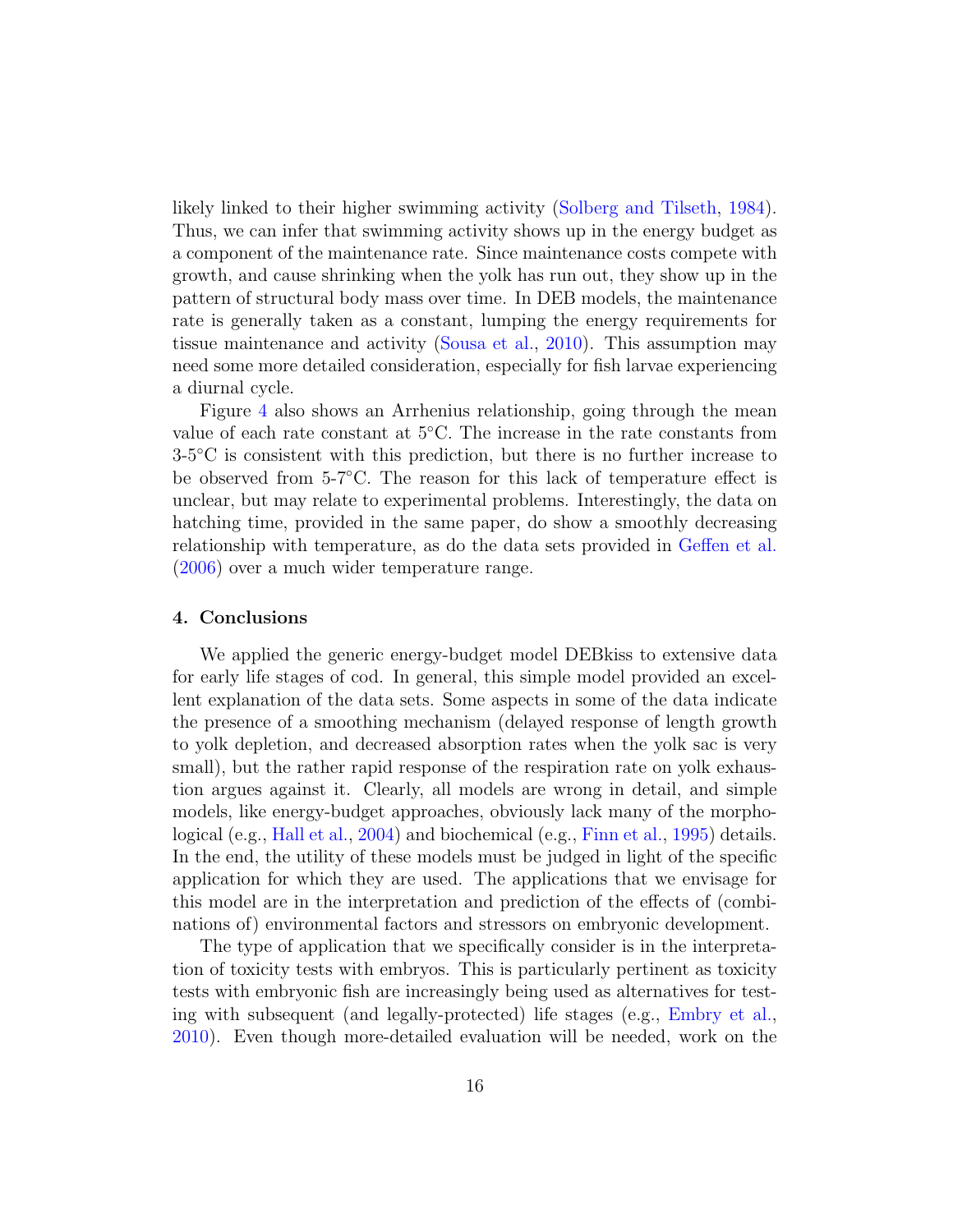likely linked to their higher swimming activity (Solberg and Tilseth, 1984). Thus, we can infer that swimming activity shows up in the energy budget as a component of the maintenance rate. Since maintenance costs compete with growth, and cause shrinking when the yolk has run out, they show up in the pattern of structural body mass over time. In DEB models, the maintenance rate is generally taken as a constant, lumping the energy requirements for tissue maintenance and activity (Sousa et al., 2010). This assumption may need some more detailed consideration, especially for fish larvae experiencing a diurnal cycle.

Figure 4 also shows an Arrhenius relationship, going through the mean value of each rate constant at 5°C. The increase in the rate constants from 3-5°C is consistent with this prediction, but there is no further increase to be observed from 5-7°C. The reason for this lack of temperature effect is unclear, but may relate to experimental problems. Interestingly, the data on hatching time, provided in the same paper, do show a smoothly decreasing relationship with temperature, as do the data sets provided in Geffen et al. (2006) over a much wider temperature range.

## 4. Conclusions

We applied the generic energy-budget model DEBkiss to extensive data for early life stages of cod. In general, this simple model provided an excellent explanation of the data sets. Some aspects in some of the data indicate the presence of a smoothing mechanism (delayed response of length growth to yolk depletion, and decreased absorption rates when the yolk sac is very small), but the rather rapid response of the respiration rate on yolk exhaustion argues against it. Clearly, all models are wrong in detail, and simple models, like energy-budget approaches, obviously lack many of the morphological (e.g., Hall et al., 2004) and biochemical (e.g., Finn et al., 1995) details. In the end, the utility of these models must be judged in light of the specific application for which they are used. The applications that we envisage for this model are in the interpretation and prediction of the effects of (combinations of) environmental factors and stressors on embryonic development.

The type of application that we specifically consider is in the interpretation of toxicity tests with embryos. This is particularly pertinent as toxicity tests with embryonic fish are increasingly being used as alternatives for testing with subsequent (and legally-protected) life stages (e.g., Embry et al., 2010). Even though more-detailed evaluation will be needed, work on the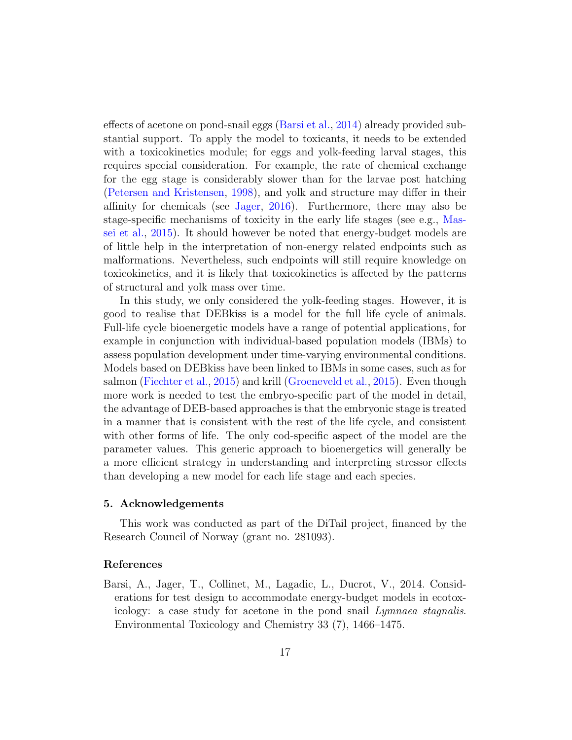effects of acetone on pond-snail eggs (Barsi et al., 2014) already provided substantial support. To apply the model to toxicants, it needs to be extended with a toxicokinetics module; for eggs and yolk-feeding larval stages, this requires special consideration. For example, the rate of chemical exchange for the egg stage is considerably slower than for the larvae post hatching (Petersen and Kristensen, 1998), and yolk and structure may differ in their affinity for chemicals (see Jager, 2016). Furthermore, there may also be stage-specific mechanisms of toxicity in the early life stages (see e.g., Massei et al., 2015). It should however be noted that energy-budget models are of little help in the interpretation of non-energy related endpoints such as malformations. Nevertheless, such endpoints will still require knowledge on toxicokinetics, and it is likely that toxicokinetics is affected by the patterns of structural and yolk mass over time.

In this study, we only considered the yolk-feeding stages. However, it is good to realise that DEBkiss is a model for the full life cycle of animals. Full-life cycle bioenergetic models have a range of potential applications, for example in conjunction with individual-based population models (IBMs) to assess population development under time-varying environmental conditions. Models based on DEBkiss have been linked to IBMs in some cases, such as for salmon (Fiechter et al., 2015) and krill (Groeneveld et al., 2015). Even though more work is needed to test the embryo-specific part of the model in detail, the advantage of DEB-based approaches is that the embryonic stage is treated in a manner that is consistent with the rest of the life cycle, and consistent with other forms of life. The only cod-specific aspect of the model are the parameter values. This generic approach to bioenergetics will generally be a more efficient strategy in understanding and interpreting stressor effects than developing a new model for each life stage and each species.

## 5. Acknowledgements

This work was conducted as part of the DiTail project, financed by the Research Council of Norway (grant no. 281093).

## References

Barsi, A., Jager, T., Collinet, M., Lagadic, L., Ducrot, V., 2014. Considerations for test design to accommodate energy-budget models in ecotoxicology: a case study for acetone in the pond snail *Lymnaea stagnalis*. Environmental Toxicology and Chemistry 33 (7), 1466–1475.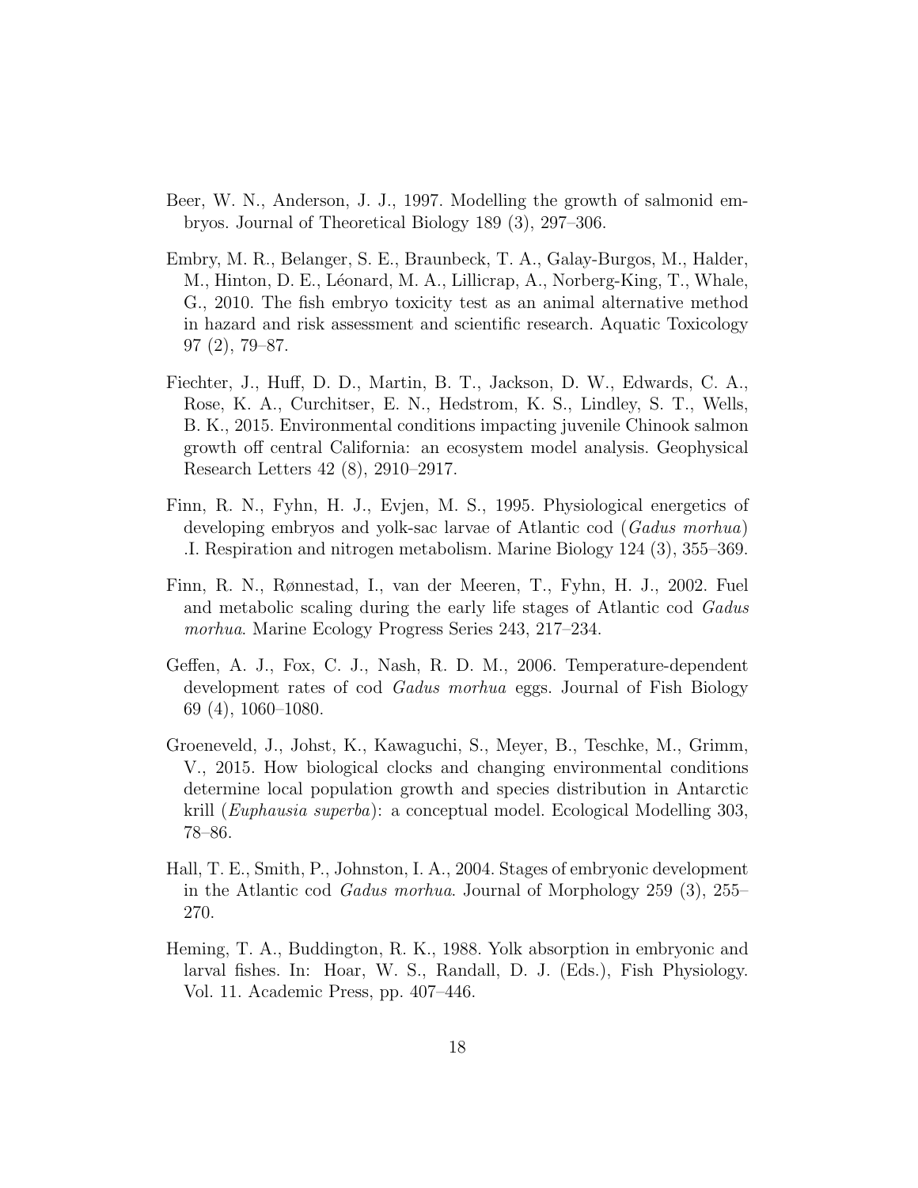Beer, W. N., Anderson, J. J., 1997. Modelling the growth of salmonid embryos. Journal of Theoretical Biology 189 (3), 297–306.

Embry, M. R., Belanger, S. E., Braunbeck, T. A., Galay-Burgos, M., Halder, M., Hinton, D. E., Léonard, M. A., Lillicrap, A., Norberg-King, T., Whale, G., 2010. The fish embryo toxicity test as an animal alternative method in hazard and risk assessment and scientific research. Aquatic Toxicology 97 (2), 79–87.

Fiechter, J., Huff, D. D., Martin, B. T., Jackson, D. W., Edwards, C. A., Rose, K. A., Curchitser, E. N., Hedstrom, K. S., Lindley, S. T., Wells, B. K., 2015. Environmental conditions impacting juvenile Chinook salmon growth off central California: an ecosystem model analysis. Geophysical Research Letters 42 (8), 2910–2917.

Finn, R. N., Fyhn, H. J., Evjen, M. S., 1995. Physiological energetics of developing embryos and yolk-sac larvae of Atlantic cod (*Gadus morhua*) .I. Respiration and nitrogen metabolism. Marine Biology 124 (3), 355–369.

Finn, R. N., Rønnestad, I., van der Meeren, T., Fyhn, H. J., 2002. Fuel and metabolic scaling during the early life stages of Atlantic cod *Gadus morhua*. Marine Ecology Progress Series 243, 217–234.

Geffen, A. J., Fox, C. J., Nash, R. D. M., 2006. Temperature-dependent development rates of cod *Gadus morhua* eggs. Journal of Fish Biology 69 (4), 1060–1080.

Groeneveld, J., Johst, K., Kawaguchi, S., Meyer, B., Teschke, M., Grimm, V., 2015. How biological clocks and changing environmental conditions determine local population growth and species distribution in Antarctic krill (*Euphausia superba*): a conceptual model. Ecological Modelling 303, 78–86.

Hall, T. E., Smith, P., Johnston, I. A., 2004. Stages of embryonic development in the Atlantic cod *Gadus morhua*. Journal of Morphology 259 (3), 255–270.

Heming, T. A., Buddington, R. K., 1988. Yolk absorption in embryonic and larval fishes. In: Hoar, W. S., Randall, D. J. (Eds.), Fish Physiology. Vol. 11. Academic Press, pp. 407–446.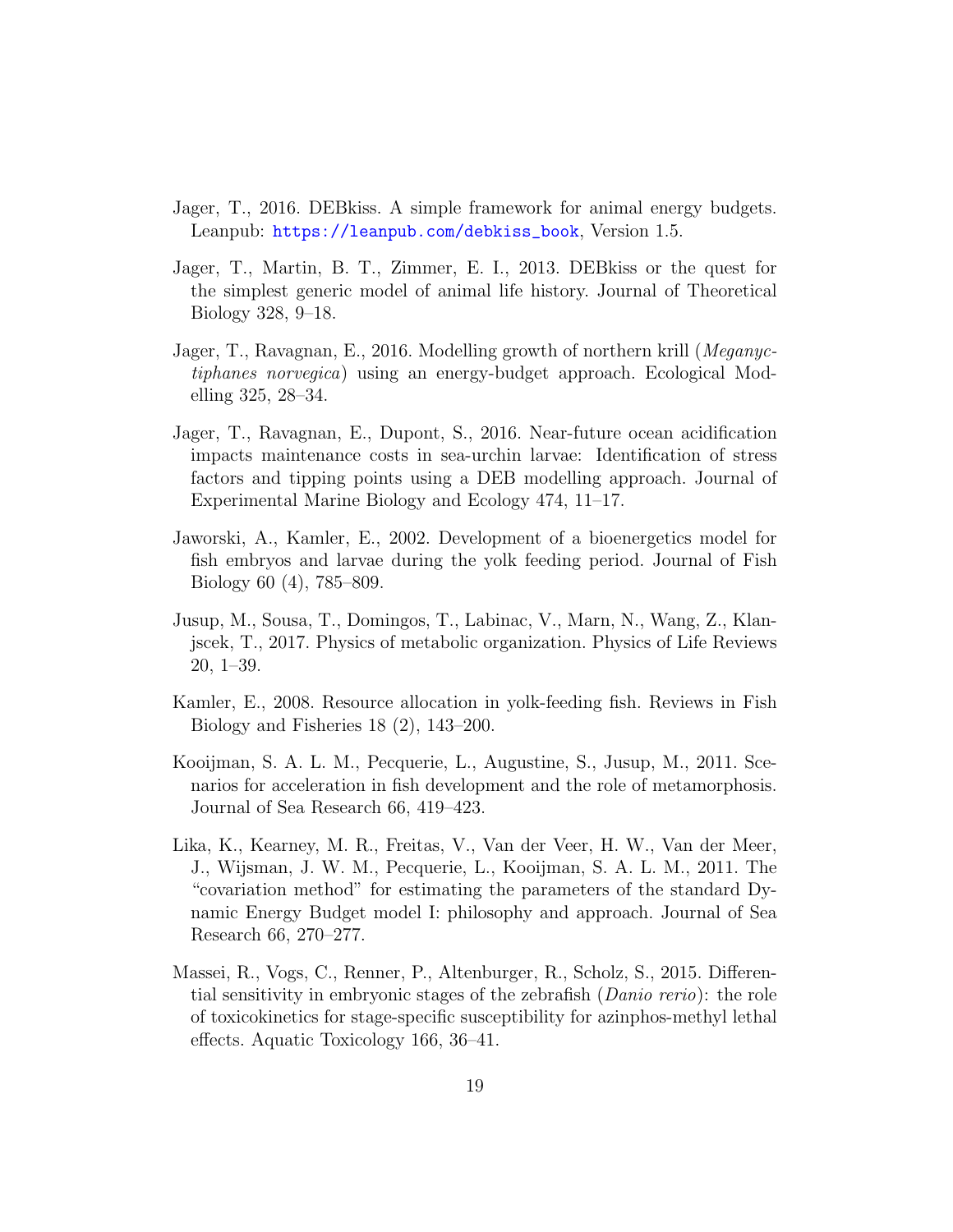Jager, T., 2016. DEBkiss. A simple framework for animal energy budgets. Leanpub: https://leanpub.com/debkiss_book, Version 1.5.

Jager, T., Martin, B. T., Zimmer, E. I., 2013. DEBkiss or the quest for the simplest generic model of animal life history. Journal of Theoretical Biology 328, 9–18.

Jager, T., Ravagnan, E., 2016. Modelling growth of northern krill (*Meganyctiphanes norvegica*) using an energy-budget approach. Ecological Modelling 325, 28–34.

Jager, T., Ravagnan, E., Dupont, S., 2016. Near-future ocean acidification impacts maintenance costs in sea-urchin larvae: Identification of stress factors and tipping points using a DEB modelling approach. Journal of Experimental Marine Biology and Ecology 474, 11–17.

Jaworski, A., Kamler, E., 2002. Development of a bioenergetics model for fish embryos and larvae during the yolk feeding period. Journal of Fish Biology 60 (4), 785–809.

Jusup, M., Sousa, T., Domingos, T., Labinac, V., Marn, N., Wang, Z., Klanjscek, T., 2017. Physics of metabolic organization. Physics of Life Reviews 20, 1–39.

Kamler, E., 2008. Resource allocation in yolk-feeding fish. Reviews in Fish Biology and Fisheries 18 (2), 143–200.

Kooijman, S. A. L. M., Pecquerie, L., Augustine, S., Jusup, M., 2011. Scenarios for acceleration in fish development and the role of metamorphosis. Journal of Sea Research 66, 419–423.

Lika, K., Kearney, M. R., Freitas, V., Van der Veer, H. W., Van der Meer, J., Wijsman, J. W. M., Pecquerie, L., Kooijman, S. A. L. M., 2011. The "covariation method" for estimating the parameters of the standard Dynamic Energy Budget model I: philosophy and approach. Journal of Sea Research 66, 270–277.

Massei, R., Vogs, C., Renner, P., Altenburger, R., Scholz, S., 2015. Differential sensitivity in embryonic stages of the zebrafish (*Danio rerio*): the role of toxicokinetics for stage-specific susceptibility for azinphos-methyl lethal effects. Aquatic Toxicology 166, 36–41.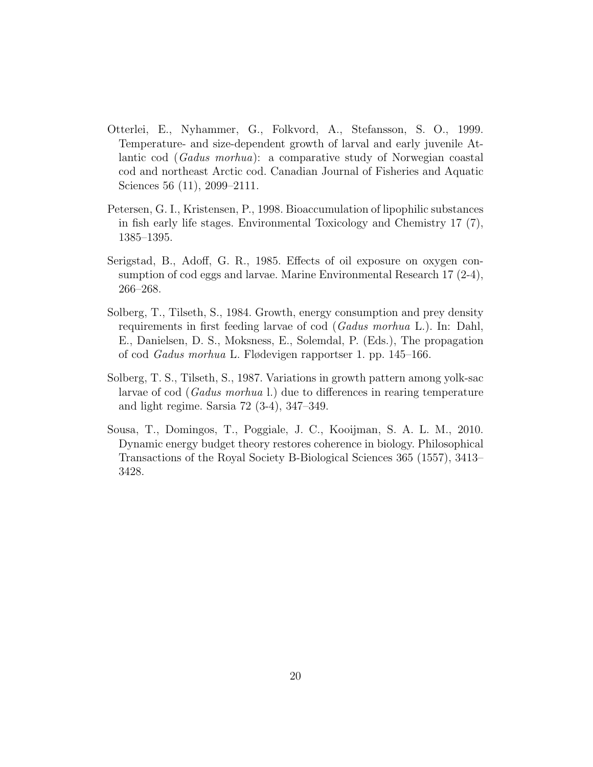Otterlei, E., Nyhammer, G., Folkvord, A., Stefansson, S. O., 1999. Temperature- and size-dependent growth of larval and early juvenile Atlantic cod (*Gadus morhua*): a comparative study of Norwegian coastal cod and northeast Arctic cod. Canadian Journal of Fisheries and Aquatic Sciences 56 (11), 2099–2111.

Petersen, G. I., Kristensen, P., 1998. Bioaccumulation of lipophilic substances in fish early life stages. Environmental Toxicology and Chemistry 17 (7), 1385–1395.

Serigstad, B., Adoff, G. R., 1985. Effects of oil exposure on oxygen consumption of cod eggs and larvae. Marine Environmental Research 17 (2-4), 266–268.

Solberg, T., Tilseth, S., 1984. Growth, energy consumption and prey density requirements in first feeding larvae of cod (*Gadus morhua* L.). In: Dahl, E., Danielsen, D. S., Moksness, E., Solemdal, P. (Eds.), The propagation of cod *Gadus morhua* L. Flødevigen rapportser 1. pp. 145–166.

Solberg, T. S., Tilseth, S., 1987. Variations in growth pattern among yolk-sac larvae of cod (*Gadus morhua* l.) due to differences in rearing temperature and light regime. Sarsia 72 (3-4), 347–349.

Sousa, T., Domingos, T., Poggiale, J. C., Kooijman, S. A. L. M., 2010. Dynamic energy budget theory restores coherence in biology. Philosophical Transactions of the Royal Society B-Biological Sciences 365 (1557), 3413–3428.